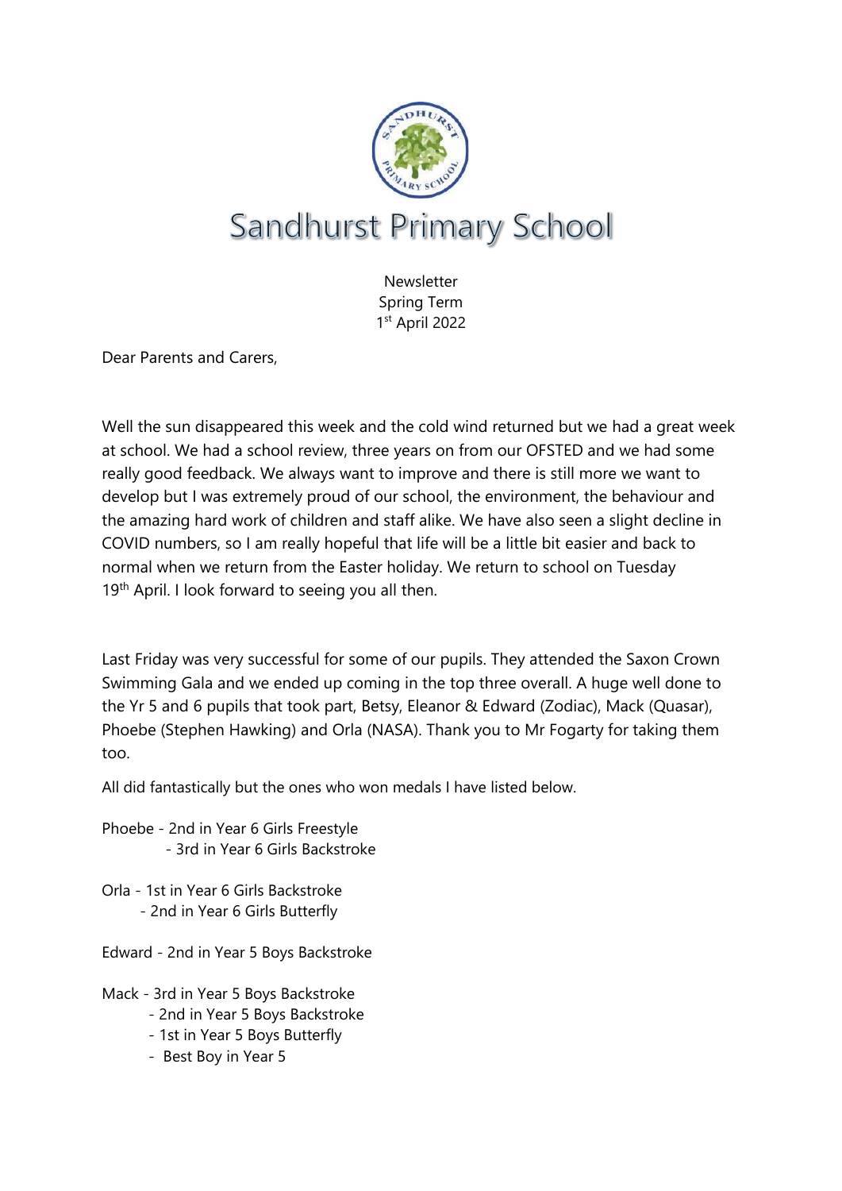# Sandhurst Primary School

Newsletter
Spring Term
1st April 2022

Dear Parents and Carers,

Well the sun disappeared this week and the cold wind returned but we had a great week at school. We had a school review, three years on from our OFSTED and we had some really good feedback. We always want to improve and there is still more we want to develop but I was extremely proud of our school, the environment, the behaviour and the amazing hard work of children and staff alike. We have also seen a slight decline in COVID numbers, so I am really hopeful that life will be a little bit easier and back to normal when we return from the Easter holiday. We return to school on Tuesday 19th April. I look forward to seeing you all then.

Last Friday was very successful for some of our pupils. They attended the Saxon Crown Swimming Gala and we ended up coming in the top three overall. A huge well done to the Yr 5 and 6 pupils that took part, Betsy, Eleanor & Edward (Zodiac), Mack (Quasar), Phoebe (Stephen Hawking) and Orla (NASA). Thank you to Mr Fogarty for taking them too.

All did fantastically but the ones who won medals I have listed below.

Phoebe - 2nd in Year 6 Girls Freestyle
- 3rd in Year 6 Girls Backstroke

Orla - 1st in Year 6 Girls Backstroke
- 2nd in Year 6 Girls Butterfly

Edward - 2nd in Year 5 Boys Backstroke

Mack - 3rd in Year 5 Boys Backstroke
- 2nd in Year 5 Boys Backstroke
- 1st in Year 5 Boys Butterfly
- Best Boy in Year 5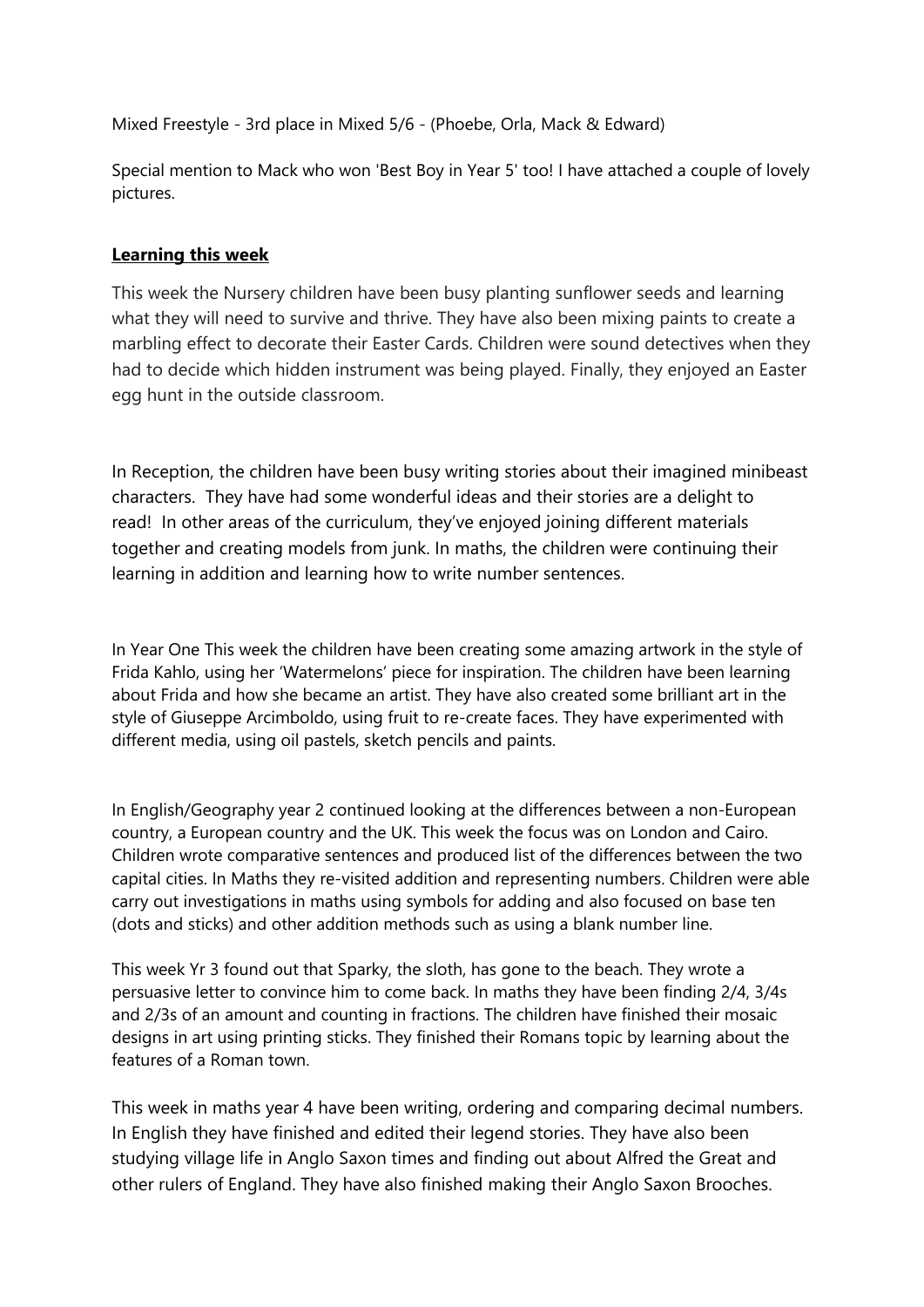Mixed Freestyle - 3rd place in Mixed 5/6 - (Phoebe, Orla, Mack & Edward)

Special mention to Mack who won 'Best Boy in Year 5' too! I have attached a couple of lovely pictures.

**Learning this week**

This week the Nursery children have been busy planting sunflower seeds and learning what they will need to survive and thrive. They have also been mixing paints to create a marbling effect to decorate their Easter Cards. Children were sound detectives when they had to decide which hidden instrument was being played. Finally, they enjoyed an Easter egg hunt in the outside classroom.

In Reception, the children have been busy writing stories about their imagined minibeast characters. They have had some wonderful ideas and their stories are a delight to read! In other areas of the curriculum, they've enjoyed joining different materials together and creating models from junk. In maths, the children were continuing their learning in addition and learning how to write number sentences.

In Year One This week the children have been creating some amazing artwork in the style of Frida Kahlo, using her 'Watermelons' piece for inspiration. The children have been learning about Frida and how she became an artist. They have also created some brilliant art in the style of Giuseppe Arcimboldo, using fruit to re-create faces. They have experimented with different media, using oil pastels, sketch pencils and paints.

In English/Geography year 2 continued looking at the differences between a non-European country, a European country and the UK. This week the focus was on London and Cairo. Children wrote comparative sentences and produced list of the differences between the two capital cities. In Maths they re-visited addition and representing numbers. Children were able carry out investigations in maths using symbols for adding and also focused on base ten (dots and sticks) and other addition methods such as using a blank number line.

This week Yr 3 found out that Sparky, the sloth, has gone to the beach. They wrote a persuasive letter to convince him to come back. In maths they have been finding 2/4, 3/4s and 2/3s of an amount and counting in fractions. The children have finished their mosaic designs in art using printing sticks. They finished their Romans topic by learning about the features of a Roman town.

This week in maths year 4 have been writing, ordering and comparing decimal numbers. In English they have finished and edited their legend stories. They have also been studying village life in Anglo Saxon times and finding out about Alfred the Great and other rulers of England. They have also finished making their Anglo Saxon Brooches.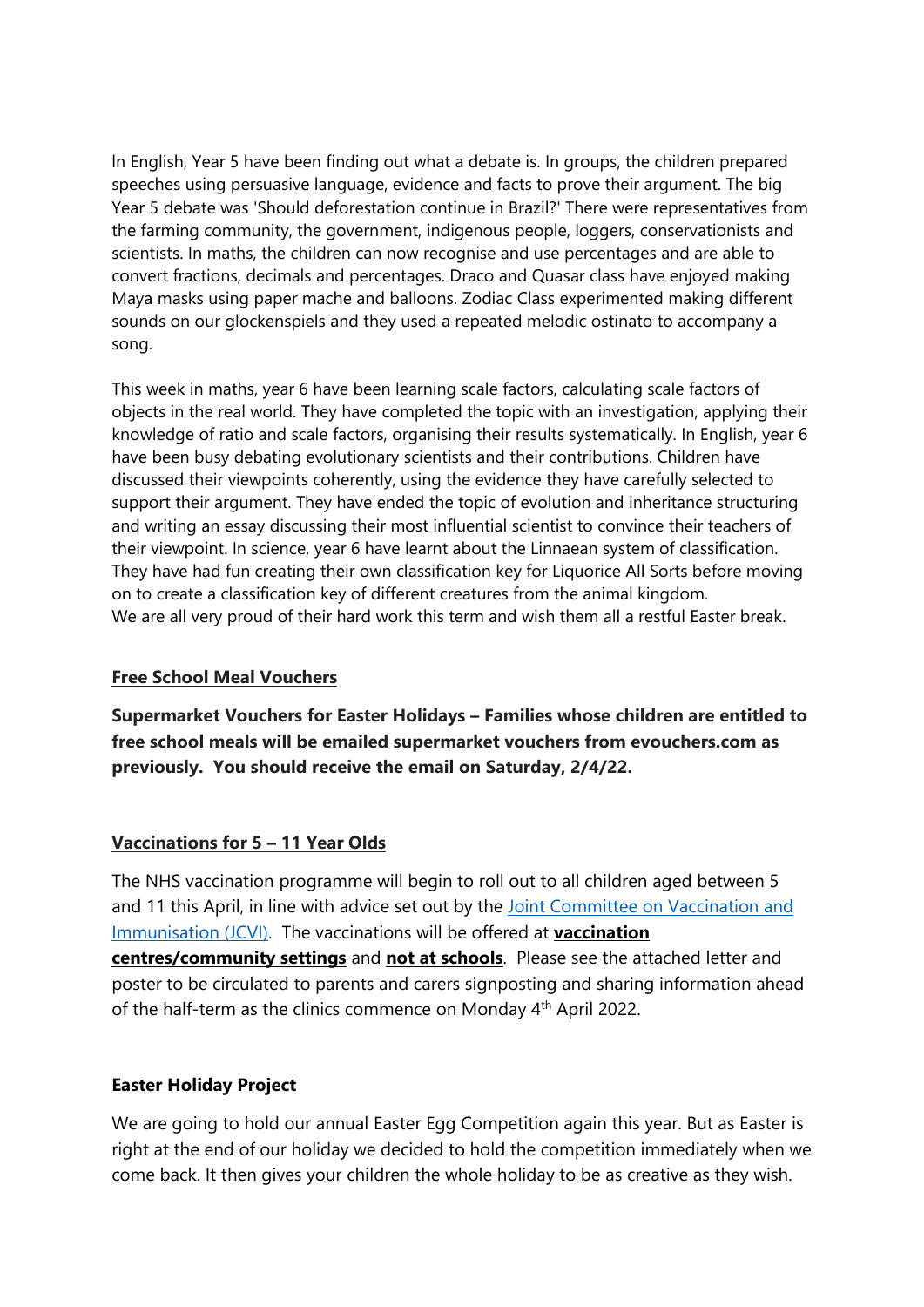In English, Year 5 have been finding out what a debate is. In groups, the children prepared speeches using persuasive language, evidence and facts to prove their argument. The big Year 5 debate was 'Should deforestation continue in Brazil?' There were representatives from the farming community, the government, indigenous people, loggers, conservationists and scientists. In maths, the children can now recognise and use percentages and are able to convert fractions, decimals and percentages. Draco and Quasar class have enjoyed making Maya masks using paper mache and balloons. Zodiac Class experimented making different sounds on our glockenspiels and they used a repeated melodic ostinato to accompany a song.

This week in maths, year 6 have been learning scale factors, calculating scale factors of objects in the real world. They have completed the topic with an investigation, applying their knowledge of ratio and scale factors, organising their results systematically. In English, year 6 have been busy debating evolutionary scientists and their contributions. Children have discussed their viewpoints coherently, using the evidence they have carefully selected to support their argument. They have ended the topic of evolution and inheritance structuring and writing an essay discussing their most influential scientist to convince their teachers of their viewpoint. In science, year 6 have learnt about the Linnaean system of classification. They have had fun creating their own classification key for Liquorice All Sorts before moving on to create a classification key of different creatures from the animal kingdom.
We are all very proud of their hard work this term and wish them all a restful Easter break.

## Free School Meal Vouchers

**Supermarket Vouchers for Easter Holidays – Families whose children are entitled to free school meals will be emailed supermarket vouchers from evouchers.com as previously. You should receive the email on Saturday, 2/4/22.**

## Vaccinations for 5 – 11 Year Olds

The NHS vaccination programme will begin to roll out to all children aged between 5 and 11 this April, in line with advice set out by the Joint Committee on Vaccination and Immunisation (JCVI). The vaccinations will be offered at **vaccination centres/community settings** and **not at schools**. Please see the attached letter and poster to be circulated to parents and carers signposting and sharing information ahead of the half-term as the clinics commence on Monday 4th April 2022.

## Easter Holiday Project

We are going to hold our annual Easter Egg Competition again this year. But as Easter is right at the end of our holiday we decided to hold the competition immediately when we come back. It then gives your children the whole holiday to be as creative as they wish.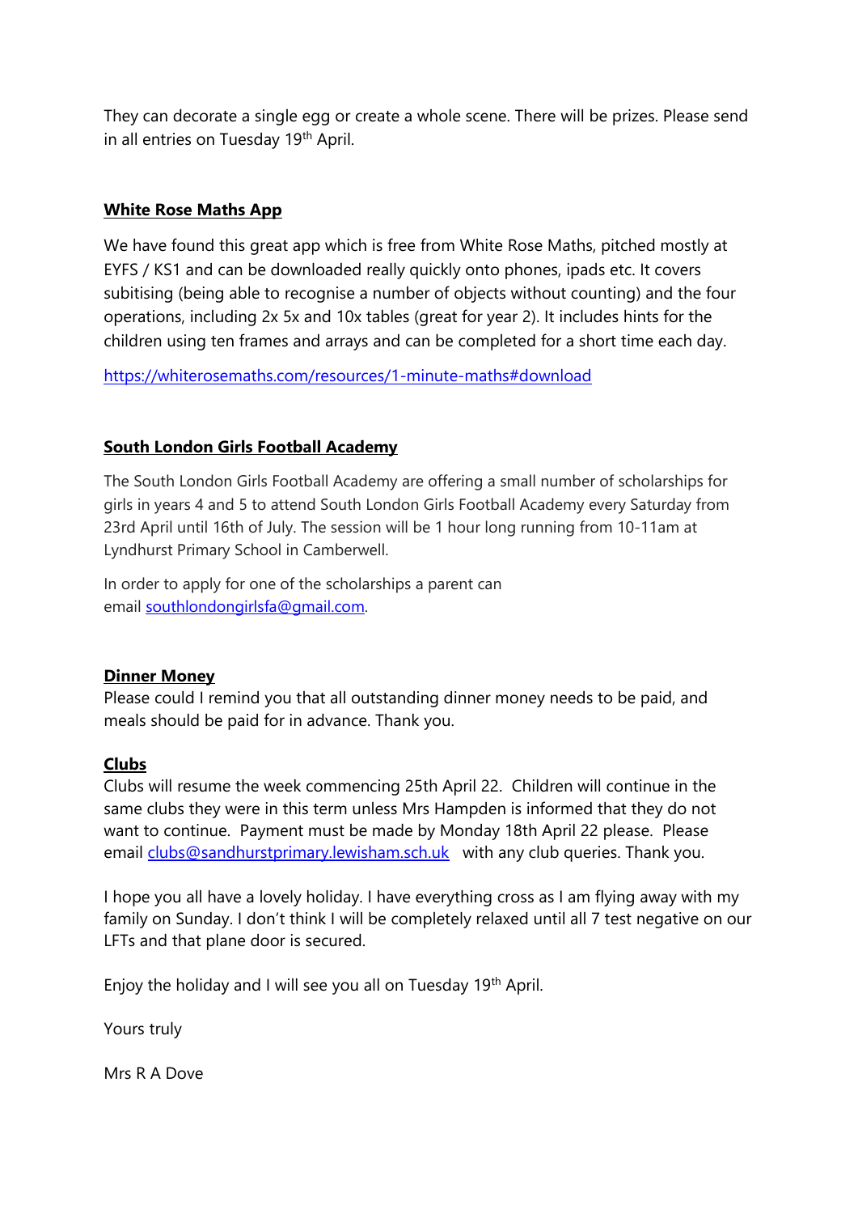They can decorate a single egg or create a whole scene. There will be prizes. Please send in all entries on Tuesday 19th April.

## White Rose Maths App

We have found this great app which is free from White Rose Maths, pitched mostly at EYFS / KS1 and can be downloaded really quickly onto phones, ipads etc. It covers subitising (being able to recognise a number of objects without counting) and the four operations, including 2x 5x and 10x tables (great for year 2). It includes hints for the children using ten frames and arrays and can be completed for a short time each day.

https://whiterosemaths.com/resources/1-minute-maths#download

## South London Girls Football Academy

The South London Girls Football Academy are offering a small number of scholarships for girls in years 4 and 5 to attend South London Girls Football Academy every Saturday from 23rd April until 16th of July. The session will be 1 hour long running from 10-11am at Lyndhurst Primary School in Camberwell.

In order to apply for one of the scholarships a parent can email southlondongirlsfa@gmail.com.

## Dinner Money

Please could I remind you that all outstanding dinner money needs to be paid, and meals should be paid for in advance. Thank you.

## Clubs

Clubs will resume the week commencing 25th April 22. Children will continue in the same clubs they were in this term unless Mrs Hampden is informed that they do not want to continue. Payment must be made by Monday 18th April 22 please. Please email clubs@sandhurstprimary.lewisham.sch.uk with any club queries. Thank you.

I hope you all have a lovely holiday. I have everything cross as I am flying away with my family on Sunday. I don't think I will be completely relaxed until all 7 test negative on our LFTs and that plane door is secured.

Enjoy the holiday and I will see you all on Tuesday 19th April.

Yours truly

Mrs R A Dove